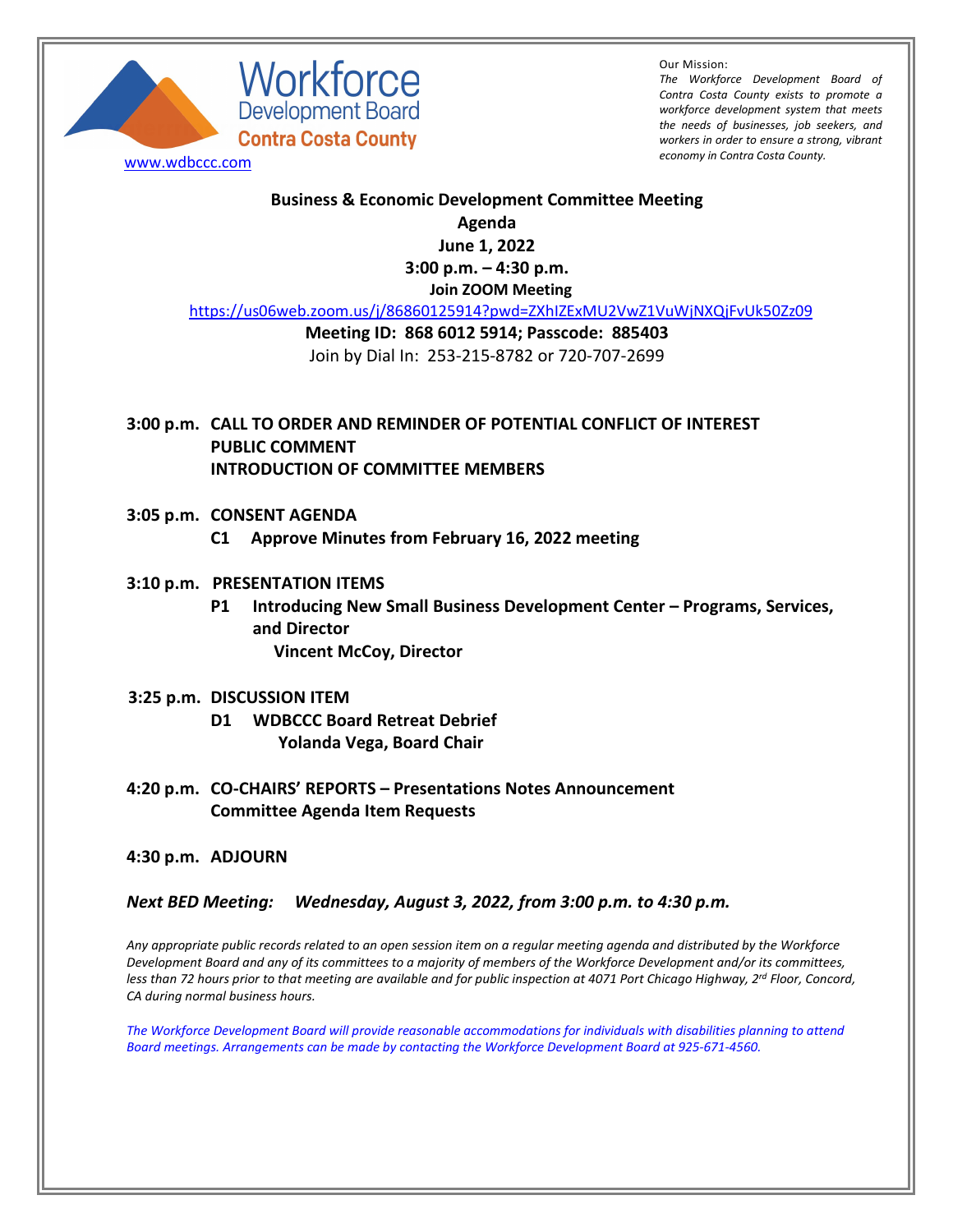Workforce Development Board
Contra Costa County
www.wdbccc.com

Our Mission:
*The Workforce Development Board of Contra Costa County exists to promote a workforce development system that meets the needs of businesses, job seekers, and workers in order to ensure a strong, vibrant economy in Contra Costa County.*

**Business & Economic Development Committee Meeting**
**Agenda**
**June 1, 2022**
**3:00 p.m. – 4:30 p.m.**
**Join ZOOM Meeting**
https://us06web.zoom.us/j/86860125914?pwd=ZXhIZExMU2VwZ1VuWjNXQjFvUk50Zz09
**Meeting ID: 868 6012 5914; Passcode: 885403**
Join by Dial In: 253-215-8782 or 720-707-2699

**3:00 p.m. CALL TO ORDER AND REMINDER OF POTENTIAL CONFLICT OF INTEREST**
**PUBLIC COMMENT**
**INTRODUCTION OF COMMITTEE MEMBERS**

**3:05 p.m. CONSENT AGENDA**
**C1 Approve Minutes from February 16, 2022 meeting**

**3:10 p.m. PRESENTATION ITEMS**
**P1 Introducing New Small Business Development Center – Programs, Services, and Director**
**Vincent McCoy, Director**

**3:25 p.m. DISCUSSION ITEM**
**D1 WDBCCC Board Retreat Debrief**
**Yolanda Vega, Board Chair**

**4:20 p.m. CO-CHAIRS' REPORTS – Presentations Notes Announcement**
**Committee Agenda Item Requests**

**4:30 p.m. ADJOURN**

***Next BED Meeting: Wednesday, August 3, 2022, from 3:00 p.m. to 4:30 p.m.***

*Any appropriate public records related to an open session item on a regular meeting agenda and distributed by the Workforce Development Board and any of its committees to a majority of members of the Workforce Development and/or its committees, less than 72 hours prior to that meeting are available and for public inspection at 4071 Port Chicago Highway, 2nd Floor, Concord, CA during normal business hours.*

*The Workforce Development Board will provide reasonable accommodations for individuals with disabilities planning to attend Board meetings. Arrangements can be made by contacting the Workforce Development Board at 925-671-4560.*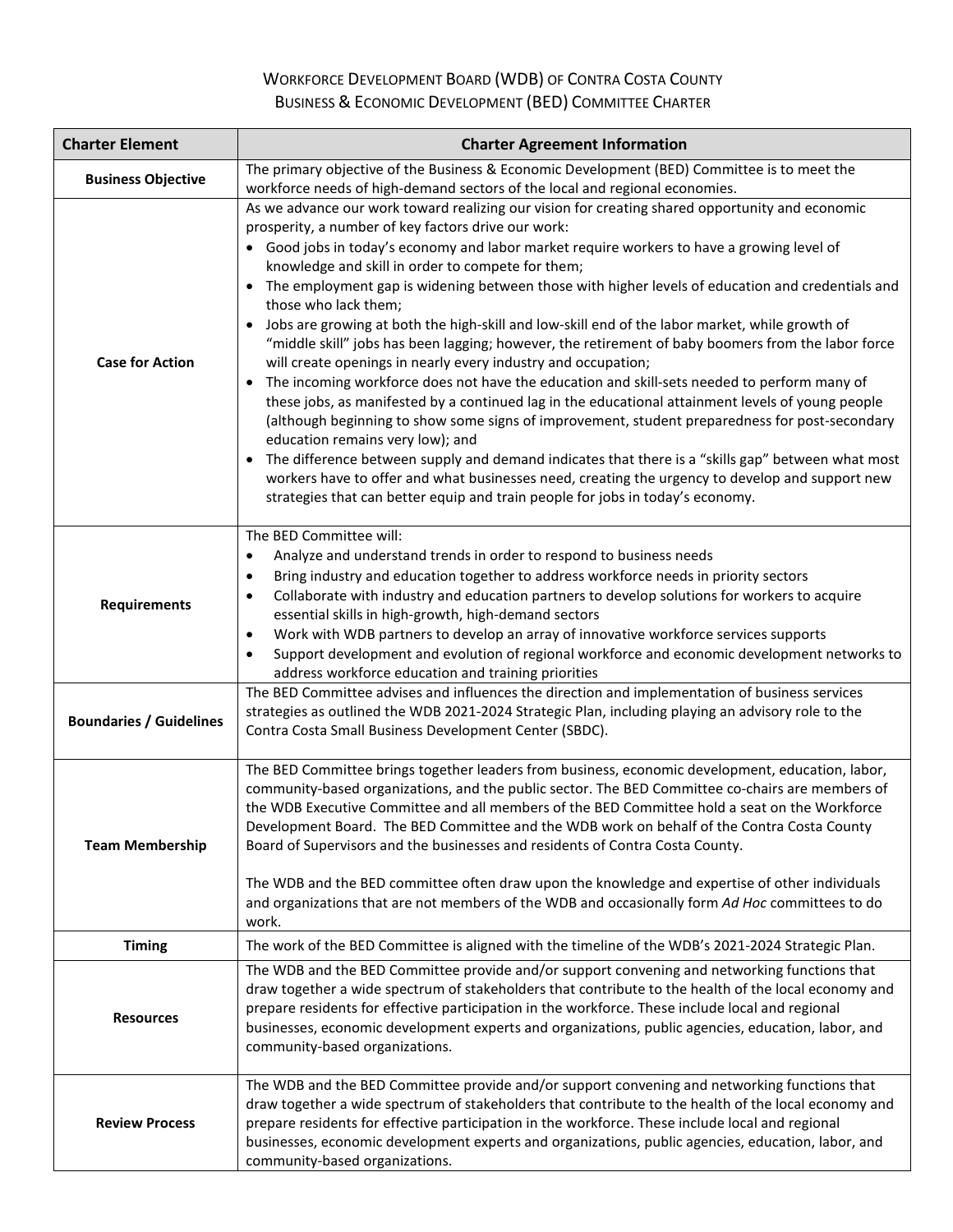Workforce Development Board (WDB) of Contra Costa County
Business & Economic Development (BED) Committee Charter

| Charter Element | Charter Agreement Information |
|---|---|
| **Business Objective** | The primary objective of the Business & Economic Development (BED) Committee is to meet the workforce needs of high-demand sectors of the local and regional economies. |
| **Case for Action** | As we advance our work toward realizing our vision for creating shared opportunity and economic prosperity, a number of key factors drive our work:<br>• Good jobs in today's economy and labor market require workers to have a growing level of knowledge and skill in order to compete for them;<br>• The employment gap is widening between those with higher levels of education and credentials and those who lack them;<br>• Jobs are growing at both the high-skill and low-skill end of the labor market, while growth of "middle skill" jobs has been lagging; however, the retirement of baby boomers from the labor force will create openings in nearly every industry and occupation;<br>• The incoming workforce does not have the education and skill-sets needed to perform many of these jobs, as manifested by a continued lag in the educational attainment levels of young people (although beginning to show some signs of improvement, student preparedness for post-secondary education remains very low); and<br>• The difference between supply and demand indicates that there is a "skills gap" between what most workers have to offer and what businesses need, creating the urgency to develop and support new strategies that can better equip and train people for jobs in today's economy. |
| **Requirements** | The BED Committee will:<br>• Analyze and understand trends in order to respond to business needs<br>• Bring industry and education together to address workforce needs in priority sectors<br>• Collaborate with industry and education partners to develop solutions for workers to acquire essential skills in high-growth, high-demand sectors<br>• Work with WDB partners to develop an array of innovative workforce services supports<br>• Support development and evolution of regional workforce and economic development networks to address workforce education and training priorities |
| **Boundaries / Guidelines** | The BED Committee advises and influences the direction and implementation of business services strategies as outlined the WDB 2021-2024 Strategic Plan, including playing an advisory role to the Contra Costa Small Business Development Center (SBDC). |
| **Team Membership** | The BED Committee brings together leaders from business, economic development, education, labor, community-based organizations, and the public sector. The BED Committee co-chairs are members of the WDB Executive Committee and all members of the BED Committee hold a seat on the Workforce Development Board. The BED Committee and the WDB work on behalf of the Contra Costa County Board of Supervisors and the businesses and residents of Contra Costa County.<br><br>The WDB and the BED committee often draw upon the knowledge and expertise of other individuals and organizations that are not members of the WDB and occasionally form *Ad Hoc* committees to do work. |
| **Timing** | The work of the BED Committee is aligned with the timeline of the WDB's 2021-2024 Strategic Plan. |
| **Resources** | The WDB and the BED Committee provide and/or support convening and networking functions that draw together a wide spectrum of stakeholders that contribute to the health of the local economy and prepare residents for effective participation in the workforce. These include local and regional businesses, economic development experts and organizations, public agencies, education, labor, and community-based organizations. |
| **Review Process** | The WDB and the BED Committee provide and/or support convening and networking functions that draw together a wide spectrum of stakeholders that contribute to the health of the local economy and prepare residents for effective participation in the workforce. These include local and regional businesses, economic development experts and organizations, public agencies, education, labor, and community-based organizations. |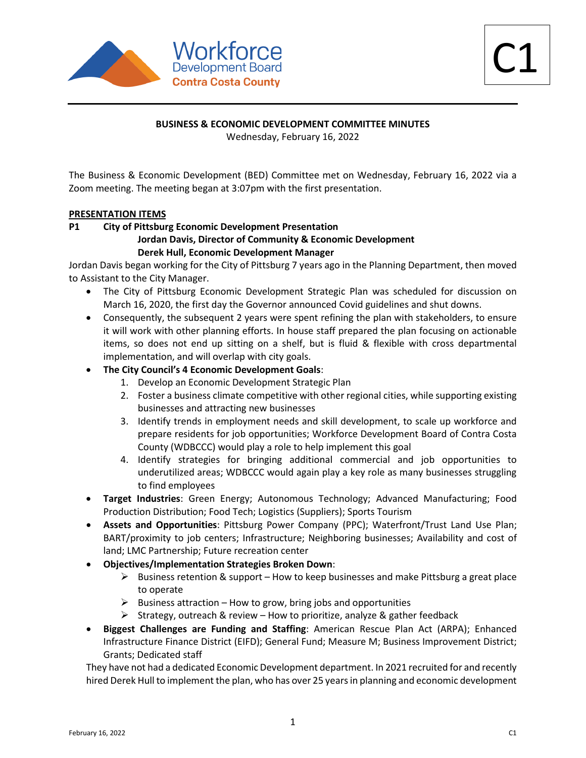C1

**BUSINESS & ECONOMIC DEVELOPMENT COMMITTEE MINUTES**

Wednesday, February 16, 2022

The Business & Economic Development (BED) Committee met on Wednesday, February 16, 2022 via a Zoom meeting. The meeting began at 3:07pm with the first presentation.

**PRESENTATION ITEMS**

**P1 City of Pittsburg Economic Development Presentation**
**Jordan Davis, Director of Community & Economic Development**
**Derek Hull, Economic Development Manager**

Jordan Davis began working for the City of Pittsburg 7 years ago in the Planning Department, then moved to Assistant to the City Manager.

- The City of Pittsburg Economic Development Strategic Plan was scheduled for discussion on March 16, 2020, the first day the Governor announced Covid guidelines and shut downs.
- Consequently, the subsequent 2 years were spent refining the plan with stakeholders, to ensure it will work with other planning efforts. In house staff prepared the plan focusing on actionable items, so does not end up sitting on a shelf, but is fluid & flexible with cross departmental implementation, and will overlap with city goals.
- **The City Council's 4 Economic Development Goals**:
    1. Develop an Economic Development Strategic Plan
    2. Foster a business climate competitive with other regional cities, while supporting existing businesses and attracting new businesses
    3. Identify trends in employment needs and skill development, to scale up workforce and prepare residents for job opportunities; Workforce Development Board of Contra Costa County (WDBCCC) would play a role to help implement this goal
    4. Identify strategies for bringing additional commercial and job opportunities to underutilized areas; WDBCCC would again play a key role as many businesses struggling to find employees
- **Target Industries**: Green Energy; Autonomous Technology; Advanced Manufacturing; Food Production Distribution; Food Tech; Logistics (Suppliers); Sports Tourism
- **Assets and Opportunities**: Pittsburg Power Company (PPC); Waterfront/Trust Land Use Plan; BART/proximity to job centers; Infrastructure; Neighboring businesses; Availability and cost of land; LMC Partnership; Future recreation center
- **Objectives/Implementation Strategies Broken Down**:
    - ➢ Business retention & support – How to keep businesses and make Pittsburg a great place to operate
    - ➢ Business attraction – How to grow, bring jobs and opportunities
    - ➢ Strategy, outreach & review – How to prioritize, analyze & gather feedback
- **Biggest Challenges are Funding and Staffing**: American Rescue Plan Act (ARPA); Enhanced Infrastructure Finance District (EIFD); General Fund; Measure M; Business Improvement District; Grants; Dedicated staff

They have not had a dedicated Economic Development department. In 2021 recruited for and recently hired Derek Hull to implement the plan, who has over 25 years in planning and economic development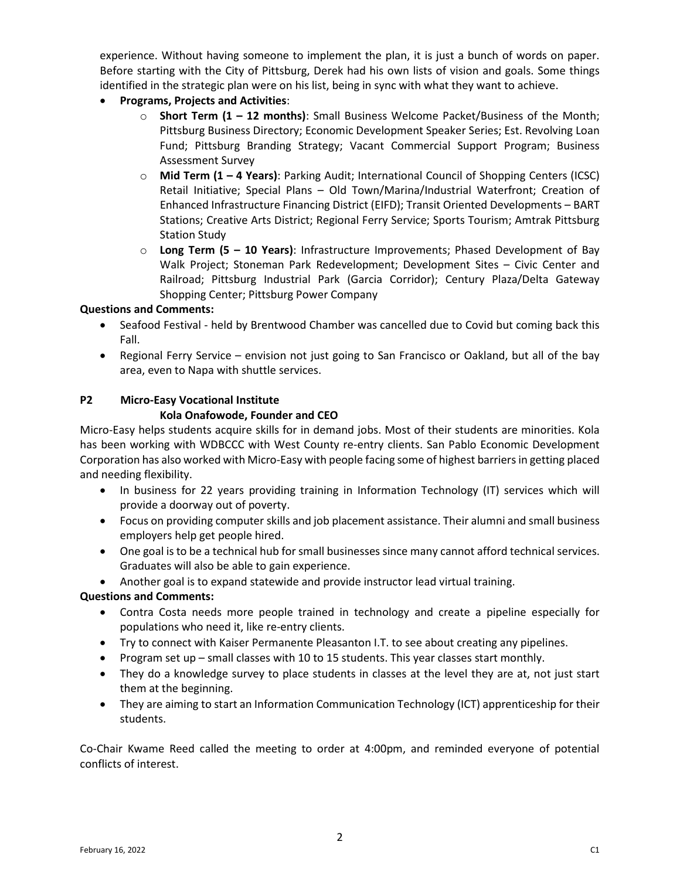experience. Without having someone to implement the plan, it is just a bunch of words on paper. Before starting with the City of Pittsburg, Derek had his own lists of vision and goals. Some things identified in the strategic plan were on his list, being in sync with what they want to achieve.

- **Programs, Projects and Activities**:
  - **Short Term (1 – 12 months)**: Small Business Welcome Packet/Business of the Month; Pittsburg Business Directory; Economic Development Speaker Series; Est. Revolving Loan Fund; Pittsburg Branding Strategy; Vacant Commercial Support Program; Business Assessment Survey
  - **Mid Term (1 – 4 Years)**: Parking Audit; International Council of Shopping Centers (ICSC) Retail Initiative; Special Plans – Old Town/Marina/Industrial Waterfront; Creation of Enhanced Infrastructure Financing District (EIFD); Transit Oriented Developments – BART Stations; Creative Arts District; Regional Ferry Service; Sports Tourism; Amtrak Pittsburg Station Study
  - **Long Term (5 – 10 Years)**: Infrastructure Improvements; Phased Development of Bay Walk Project; Stoneman Park Redevelopment; Development Sites – Civic Center and Railroad; Pittsburg Industrial Park (Garcia Corridor); Century Plaza/Delta Gateway Shopping Center; Pittsburg Power Company

**Questions and Comments:**

- Seafood Festival - held by Brentwood Chamber was cancelled due to Covid but coming back this Fall.
- Regional Ferry Service – envision not just going to San Francisco or Oakland, but all of the bay area, even to Napa with shuttle services.

### P2 Micro-Easy Vocational Institute

**Kola Onafowode, Founder and CEO**

Micro-Easy helps students acquire skills for in demand jobs. Most of their students are minorities. Kola has been working with WDBCCC with West County re-entry clients. San Pablo Economic Development Corporation has also worked with Micro-Easy with people facing some of highest barriers in getting placed and needing flexibility.

- In business for 22 years providing training in Information Technology (IT) services which will provide a doorway out of poverty.
- Focus on providing computer skills and job placement assistance. Their alumni and small business employers help get people hired.
- One goal is to be a technical hub for small businesses since many cannot afford technical services. Graduates will also be able to gain experience.
- Another goal is to expand statewide and provide instructor lead virtual training.

**Questions and Comments:**

- Contra Costa needs more people trained in technology and create a pipeline especially for populations who need it, like re-entry clients.
- Try to connect with Kaiser Permanente Pleasanton I.T. to see about creating any pipelines.
- Program set up – small classes with 10 to 15 students. This year classes start monthly.
- They do a knowledge survey to place students in classes at the level they are at, not just start them at the beginning.
- They are aiming to start an Information Communication Technology (ICT) apprenticeship for their students.

Co-Chair Kwame Reed called the meeting to order at 4:00pm, and reminded everyone of potential conflicts of interest.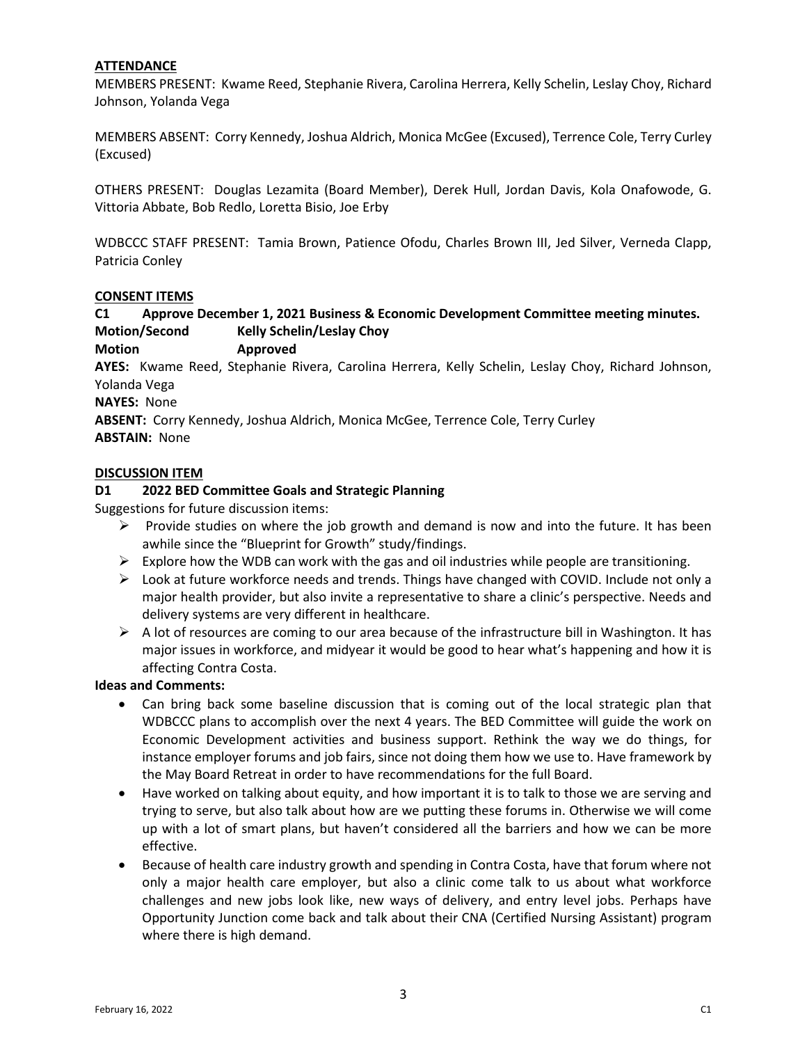## ATTENDANCE

MEMBERS PRESENT: Kwame Reed, Stephanie Rivera, Carolina Herrera, Kelly Schelin, Leslay Choy, Richard Johnson, Yolanda Vega

MEMBERS ABSENT: Corry Kennedy, Joshua Aldrich, Monica McGee (Excused), Terrence Cole, Terry Curley (Excused)

OTHERS PRESENT: Douglas Lezamita (Board Member), Derek Hull, Jordan Davis, Kola Onafowode, G. Vittoria Abbate, Bob Redlo, Loretta Bisio, Joe Erby

WDBCCC STAFF PRESENT: Tamia Brown, Patience Ofodu, Charles Brown III, Jed Silver, Verneda Clapp, Patricia Conley

## CONSENT ITEMS

**C1 Approve December 1, 2021 Business & Economic Development Committee meeting minutes.**

**Motion/Second** **Kelly Schelin/Leslay Choy**

**Motion** **Approved**

**AYES:** Kwame Reed, Stephanie Rivera, Carolina Herrera, Kelly Schelin, Leslay Choy, Richard Johnson, Yolanda Vega

**NAYES:** None

**ABSENT:** Corry Kennedy, Joshua Aldrich, Monica McGee, Terrence Cole, Terry Curley

**ABSTAIN:** None

## DISCUSSION ITEM

**D1 2022 BED Committee Goals and Strategic Planning**

Suggestions for future discussion items:

- Provide studies on where the job growth and demand is now and into the future. It has been awhile since the "Blueprint for Growth" study/findings.
- Explore how the WDB can work with the gas and oil industries while people are transitioning.
- Look at future workforce needs and trends. Things have changed with COVID. Include not only a major health provider, but also invite a representative to share a clinic's perspective. Needs and delivery systems are very different in healthcare.
- A lot of resources are coming to our area because of the infrastructure bill in Washington. It has major issues in workforce, and midyear it would be good to hear what's happening and how it is affecting Contra Costa.

**Ideas and Comments:**

- Can bring back some baseline discussion that is coming out of the local strategic plan that WDBCCC plans to accomplish over the next 4 years. The BED Committee will guide the work on Economic Development activities and business support. Rethink the way we do things, for instance employer forums and job fairs, since not doing them how we use to. Have framework by the May Board Retreat in order to have recommendations for the full Board.
- Have worked on talking about equity, and how important it is to talk to those we are serving and trying to serve, but also talk about how are we putting these forums in. Otherwise we will come up with a lot of smart plans, but haven't considered all the barriers and how we can be more effective.
- Because of health care industry growth and spending in Contra Costa, have that forum where not only a major health care employer, but also a clinic come talk to us about what workforce challenges and new jobs look like, new ways of delivery, and entry level jobs. Perhaps have Opportunity Junction come back and talk about their CNA (Certified Nursing Assistant) program where there is high demand.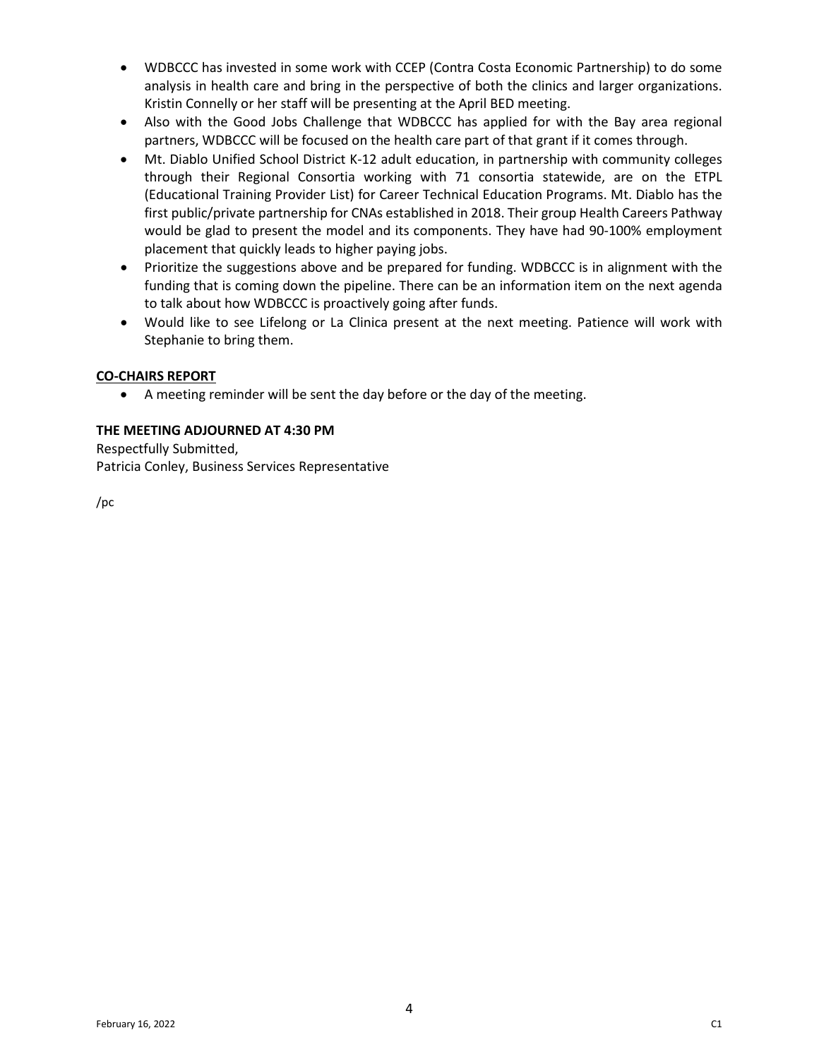- WDBCCC has invested in some work with CCEP (Contra Costa Economic Partnership) to do some analysis in health care and bring in the perspective of both the clinics and larger organizations. Kristin Connelly or her staff will be presenting at the April BED meeting.
- Also with the Good Jobs Challenge that WDBCCC has applied for with the Bay area regional partners, WDBCCC will be focused on the health care part of that grant if it comes through.
- Mt. Diablo Unified School District K-12 adult education, in partnership with community colleges through their Regional Consortia working with 71 consortia statewide, are on the ETPL (Educational Training Provider List) for Career Technical Education Programs. Mt. Diablo has the first public/private partnership for CNAs established in 2018. Their group Health Careers Pathway would be glad to present the model and its components. They have had 90-100% employment placement that quickly leads to higher paying jobs.
- Prioritize the suggestions above and be prepared for funding. WDBCCC is in alignment with the funding that is coming down the pipeline. There can be an information item on the next agenda to talk about how WDBCCC is proactively going after funds.
- Would like to see Lifelong or La Clinica present at the next meeting. Patience will work with Stephanie to bring them.

**CO-CHAIRS REPORT**

- A meeting reminder will be sent the day before or the day of the meeting.

**THE MEETING ADJOURNED AT 4:30 PM**

Respectfully Submitted,
Patricia Conley, Business Services Representative

/pc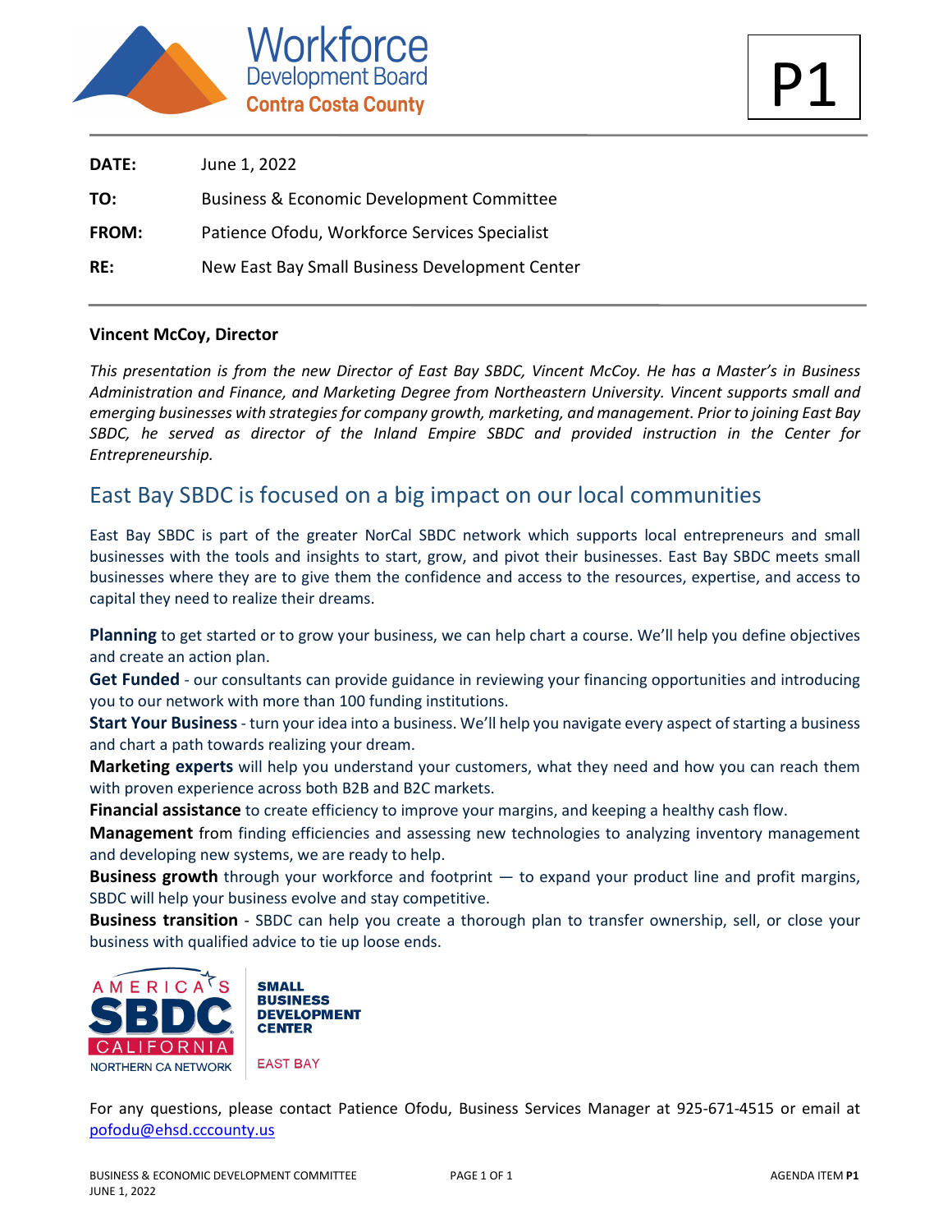Workforce Development Board Contra Costa County

P1

| | |
|---|---|
| **DATE:** | June 1, 2022 |
| **TO:** | Business & Economic Development Committee |
| **FROM:** | Patience Ofodu, Workforce Services Specialist |
| **RE:** | New East Bay Small Business Development Center |

**Vincent McCoy, Director**

*This presentation is from the new Director of East Bay SBDC, Vincent McCoy. He has a Master's in Business Administration and Finance, and Marketing Degree from Northeastern University. Vincent supports small and emerging businesses with strategies for company growth, marketing, and management. Prior to joining East Bay SBDC, he served as director of the Inland Empire SBDC and provided instruction in the Center for Entrepreneurship.*

## East Bay SBDC is focused on a big impact on our local communities

East Bay SBDC is part of the greater NorCal SBDC network which supports local entrepreneurs and small businesses with the tools and insights to start, grow, and pivot their businesses. East Bay SBDC meets small businesses where they are to give them the confidence and access to the resources, expertise, and access to capital they need to realize their dreams.

**Planning** to get started or to grow your business, we can help chart a course. We'll help you define objectives and create an action plan.

**Get Funded** - our consultants can provide guidance in reviewing your financing opportunities and introducing you to our network with more than 100 funding institutions.

**Start Your Business** - turn your idea into a business. We'll help you navigate every aspect of starting a business and chart a path towards realizing your dream.

**Marketing experts** will help you understand your customers, what they need and how you can reach them with proven experience across both B2B and B2C markets.

**Financial assistance** to create efficiency to improve your margins, and keeping a healthy cash flow.

**Management** from finding efficiencies and assessing new technologies to analyzing inventory management and developing new systems, we are ready to help.

**Business growth** through your workforce and footprint — to expand your product line and profit margins, SBDC will help your business evolve and stay competitive.

**Business transition** - SBDC can help you create a thorough plan to transfer ownership, sell, or close your business with qualified advice to tie up loose ends.

AMERICA'S SBDC CALIFORNIA NORTHERN CA NETWORK | SMALL BUSINESS DEVELOPMENT CENTER EAST BAY

For any questions, please contact Patience Ofodu, Business Services Manager at 925-671-4515 or email at pofodu@ehsd.cccounty.us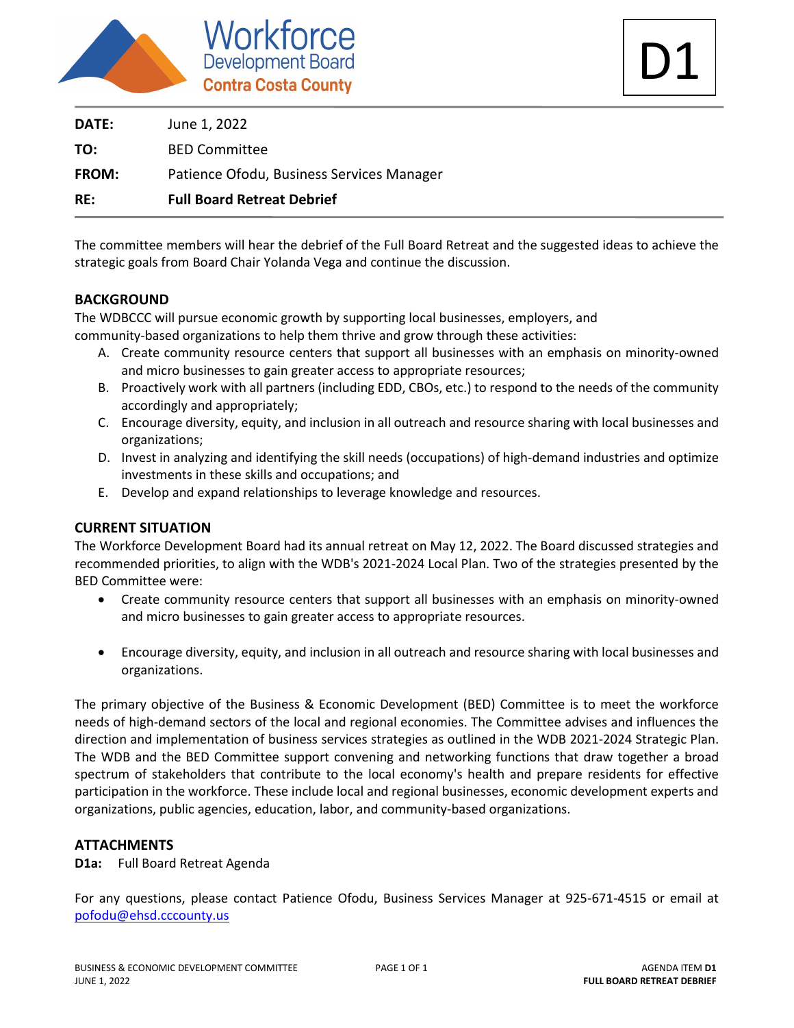Workforce Development Board
Contra Costa County

D1

| | |
|---|---|
| **DATE:** | June 1, 2022 |
| **TO:** | BED Committee |
| **FROM:** | Patience Ofodu, Business Services Manager |
| **RE:** | **Full Board Retreat Debrief** |

The committee members will hear the debrief of the Full Board Retreat and the suggested ideas to achieve the strategic goals from Board Chair Yolanda Vega and continue the discussion.

## BACKGROUND

The WDBCCC will pursue economic growth by supporting local businesses, employers, and community-based organizations to help them thrive and grow through these activities:

A. Create community resource centers that support all businesses with an emphasis on minority-owned and micro businesses to gain greater access to appropriate resources;
B. Proactively work with all partners (including EDD, CBOs, etc.) to respond to the needs of the community accordingly and appropriately;
C. Encourage diversity, equity, and inclusion in all outreach and resource sharing with local businesses and organizations;
D. Invest in analyzing and identifying the skill needs (occupations) of high-demand industries and optimize investments in these skills and occupations; and
E. Develop and expand relationships to leverage knowledge and resources.

## CURRENT SITUATION

The Workforce Development Board had its annual retreat on May 12, 2022. The Board discussed strategies and recommended priorities, to align with the WDB's 2021-2024 Local Plan. Two of the strategies presented by the BED Committee were:

- Create community resource centers that support all businesses with an emphasis on minority-owned and micro businesses to gain greater access to appropriate resources.

- Encourage diversity, equity, and inclusion in all outreach and resource sharing with local businesses and organizations.

The primary objective of the Business & Economic Development (BED) Committee is to meet the workforce needs of high-demand sectors of the local and regional economies. The Committee advises and influences the direction and implementation of business services strategies as outlined in the WDB 2021-2024 Strategic Plan. The WDB and the BED Committee support convening and networking functions that draw together a broad spectrum of stakeholders that contribute to the local economy's health and prepare residents for effective participation in the workforce. These include local and regional businesses, economic development experts and organizations, public agencies, education, labor, and community-based organizations.

## ATTACHMENTS

**D1a:** Full Board Retreat Agenda

For any questions, please contact Patience Ofodu, Business Services Manager at 925-671-4515 or email at pofodu@ehsd.cccounty.us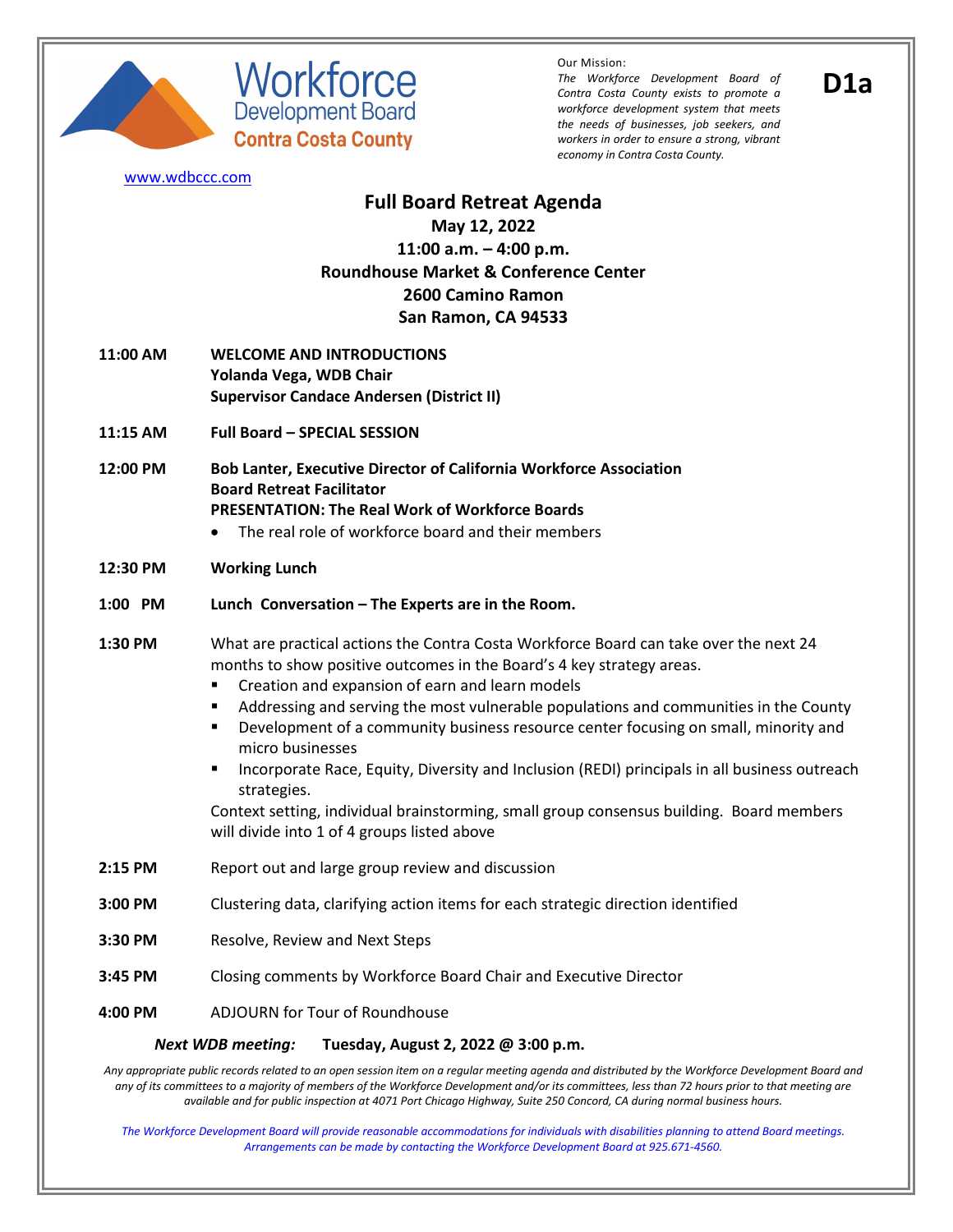Workforce
Development Board
Contra Costa County

www.wdbccc.com

Our Mission:
*The Workforce Development Board of Contra Costa County exists to promote a workforce development system that meets the needs of businesses, job seekers, and workers in order to ensure a strong, vibrant economy in Contra Costa County.*

**D1a**

# Full Board Retreat Agenda

**May 12, 2022**
**11:00 a.m. – 4:00 p.m.**
**Roundhouse Market & Conference Center**
**2600 Camino Ramon**
**San Ramon, CA 94533**

**11:00 AM** **WELCOME AND INTRODUCTIONS**
**Yolanda Vega, WDB Chair**
**Supervisor Candace Andersen (District II)**

**11:15 AM** **Full Board – SPECIAL SESSION**

**12:00 PM** **Bob Lanter, Executive Director of California Workforce Association**
**Board Retreat Facilitator**
**PRESENTATION: The Real Work of Workforce Boards**

- The real role of workforce board and their members

**12:30 PM** **Working Lunch**

**1:00 PM** **Lunch Conversation – The Experts are in the Room.**

**1:30 PM** What are practical actions the Contra Costa Workforce Board can take over the next 24 months to show positive outcomes in the Board's 4 key strategy areas.

- Creation and expansion of earn and learn models
- Addressing and serving the most vulnerable populations and communities in the County
- Development of a community business resource center focusing on small, minority and micro businesses
- Incorporate Race, Equity, Diversity and Inclusion (REDI) principals in all business outreach strategies.

Context setting, individual brainstorming, small group consensus building. Board members will divide into 1 of 4 groups listed above

**2:15 PM** Report out and large group review and discussion

**3:00 PM** Clustering data, clarifying action items for each strategic direction identified

**3:30 PM** Resolve, Review and Next Steps

**3:45 PM** Closing comments by Workforce Board Chair and Executive Director

**4:00 PM** ADJOURN for Tour of Roundhouse

***Next WDB meeting:*** **Tuesday, August 2, 2022 @ 3:00 p.m.**

*Any appropriate public records related to an open session item on a regular meeting agenda and distributed by the Workforce Development Board and any of its committees to a majority of members of the Workforce Development and/or its committees, less than 72 hours prior to that meeting are available and for public inspection at 4071 Port Chicago Highway, Suite 250 Concord, CA during normal business hours.*

*The Workforce Development Board will provide reasonable accommodations for individuals with disabilities planning to attend Board meetings. Arrangements can be made by contacting the Workforce Development Board at 925.671-4560.*